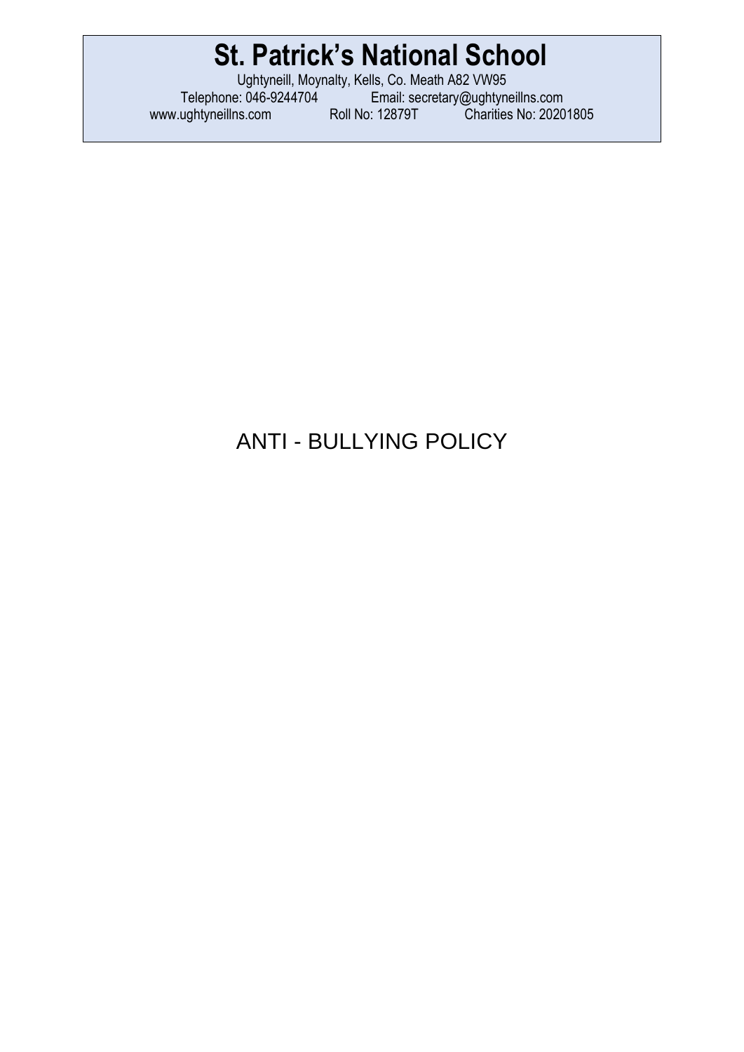# St. Patrick's National School

Ughtyneill, Moynalty, Kells, Co. Meath A82 VW95
Telephone: 046-9244704 Email: secretary@ughtyneillns.com
www.ughtyneillns.com Roll No: 12879T Charities No: 20201805

## ANTI - BULLYING POLICY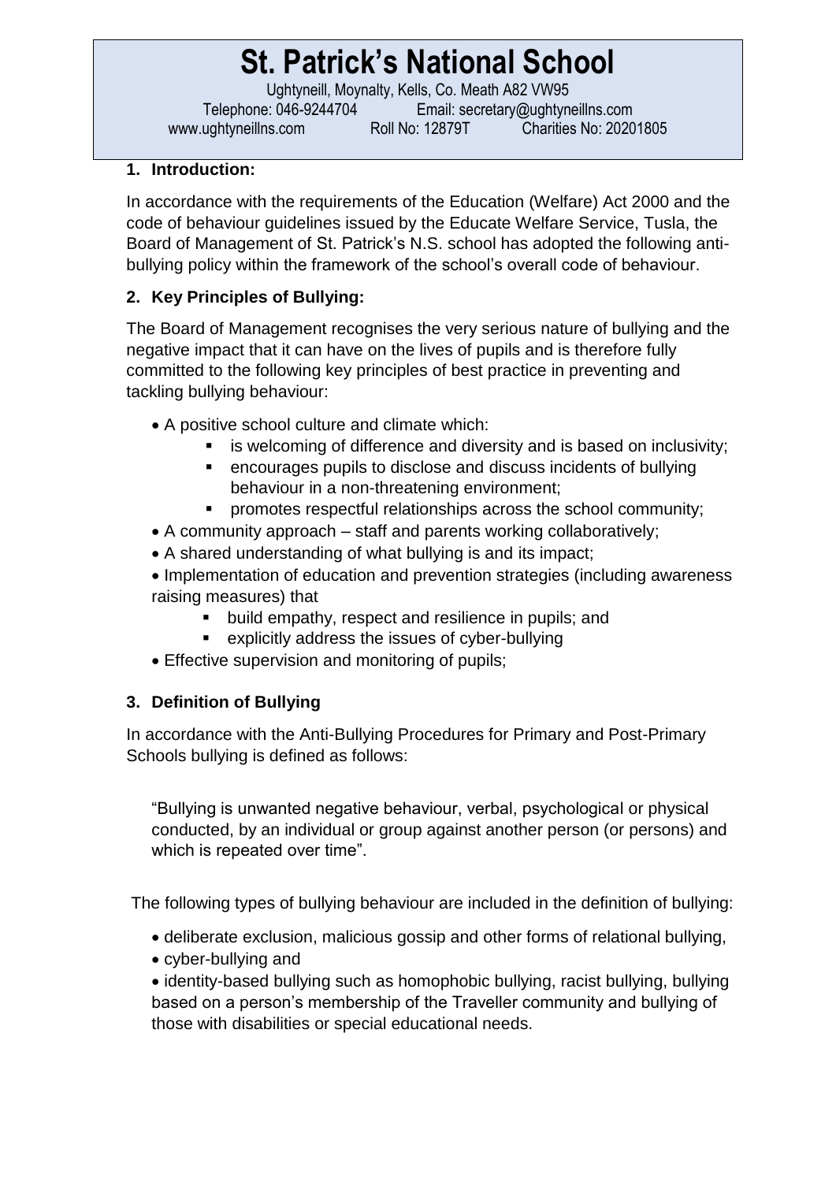# St. Patrick's National School

Ughtyneill, Moynalty, Kells, Co. Meath A82 VW95
Telephone: 046-9244704 Email: secretary@ughtyneillns.com
www.ughtyneillns.com Roll No: 12879T Charities No: 20201805

## 1. Introduction:

In accordance with the requirements of the Education (Welfare) Act 2000 and the code of behaviour guidelines issued by the Educate Welfare Service, Tusla, the Board of Management of St. Patrick's N.S. school has adopted the following anti-bullying policy within the framework of the school's overall code of behaviour.

## 2. Key Principles of Bullying:

The Board of Management recognises the very serious nature of bullying and the negative impact that it can have on the lives of pupils and is therefore fully committed to the following key principles of best practice in preventing and tackling bullying behaviour:

- A positive school culture and climate which:
  - is welcoming of difference and diversity and is based on inclusivity;
  - encourages pupils to disclose and discuss incidents of bullying behaviour in a non-threatening environment;
  - promotes respectful relationships across the school community;
- A community approach – staff and parents working collaboratively;
- A shared understanding of what bullying is and its impact;
- Implementation of education and prevention strategies (including awareness raising measures) that
  - build empathy, respect and resilience in pupils; and
  - explicitly address the issues of cyber-bullying
- Effective supervision and monitoring of pupils;

## 3. Definition of Bullying

In accordance with the Anti-Bullying Procedures for Primary and Post-Primary Schools bullying is defined as follows:

"Bullying is unwanted negative behaviour, verbal, psychological or physical conducted, by an individual or group against another person (or persons) and which is repeated over time".

The following types of bullying behaviour are included in the definition of bullying:

- deliberate exclusion, malicious gossip and other forms of relational bullying,
- cyber-bullying and
- identity-based bullying such as homophobic bullying, racist bullying, bullying based on a person's membership of the Traveller community and bullying of those with disabilities or special educational needs.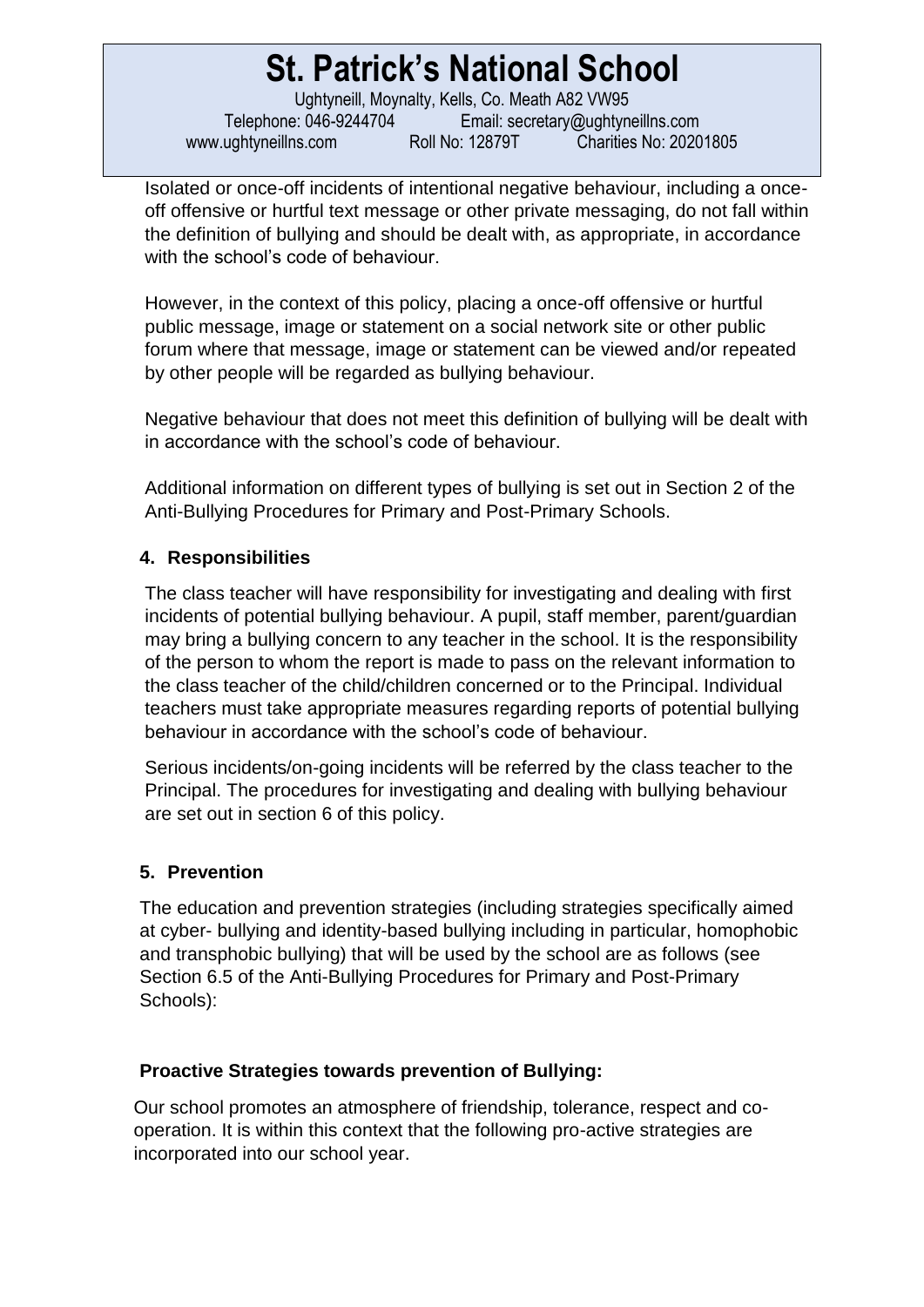Isolated or once-off incidents of intentional negative behaviour, including a once-off offensive or hurtful text message or other private messaging, do not fall within the definition of bullying and should be dealt with, as appropriate, in accordance with the school's code of behaviour.

However, in the context of this policy, placing a once-off offensive or hurtful public message, image or statement on a social network site or other public forum where that message, image or statement can be viewed and/or repeated by other people will be regarded as bullying behaviour.

Negative behaviour that does not meet this definition of bullying will be dealt with in accordance with the school's code of behaviour.

Additional information on different types of bullying is set out in Section 2 of the Anti-Bullying Procedures for Primary and Post-Primary Schools.

## 4. Responsibilities

The class teacher will have responsibility for investigating and dealing with first incidents of potential bullying behaviour. A pupil, staff member, parent/guardian may bring a bullying concern to any teacher in the school. It is the responsibility of the person to whom the report is made to pass on the relevant information to the class teacher of the child/children concerned or to the Principal. Individual teachers must take appropriate measures regarding reports of potential bullying behaviour in accordance with the school's code of behaviour.

Serious incidents/on-going incidents will be referred by the class teacher to the Principal. The procedures for investigating and dealing with bullying behaviour are set out in section 6 of this policy.

## 5. Prevention

The education and prevention strategies (including strategies specifically aimed at cyber- bullying and identity-based bullying including in particular, homophobic and transphobic bullying) that will be used by the school are as follows (see Section 6.5 of the Anti-Bullying Procedures for Primary and Post-Primary Schools):

### Proactive Strategies towards prevention of Bullying:

Our school promotes an atmosphere of friendship, tolerance, respect and co-operation. It is within this context that the following pro-active strategies are incorporated into our school year.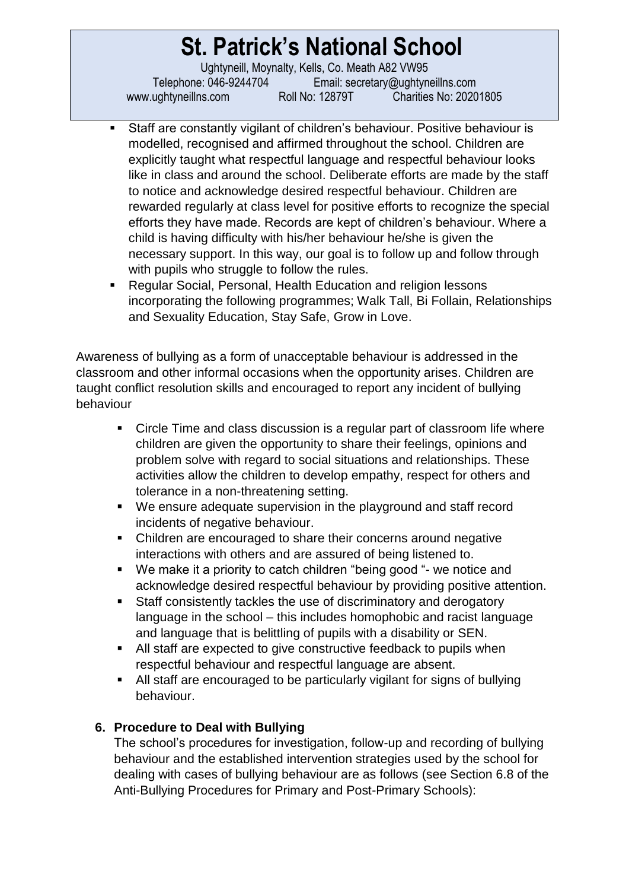- Staff are constantly vigilant of children's behaviour. Positive behaviour is modelled, recognised and affirmed throughout the school. Children are explicitly taught what respectful language and respectful behaviour looks like in class and around the school. Deliberate efforts are made by the staff to notice and acknowledge desired respectful behaviour. Children are rewarded regularly at class level for positive efforts to recognize the special efforts they have made. Records are kept of children's behaviour. Where a child is having difficulty with his/her behaviour he/she is given the necessary support. In this way, our goal is to follow up and follow through with pupils who struggle to follow the rules.
- Regular Social, Personal, Health Education and religion lessons incorporating the following programmes; Walk Tall, Bi Follain, Relationships and Sexuality Education, Stay Safe, Grow in Love.

Awareness of bullying as a form of unacceptable behaviour is addressed in the classroom and other informal occasions when the opportunity arises. Children are taught conflict resolution skills and encouraged to report any incident of bullying behaviour

- Circle Time and class discussion is a regular part of classroom life where children are given the opportunity to share their feelings, opinions and problem solve with regard to social situations and relationships. These activities allow the children to develop empathy, respect for others and tolerance in a non-threatening setting.
- We ensure adequate supervision in the playground and staff record incidents of negative behaviour.
- Children are encouraged to share their concerns around negative interactions with others and are assured of being listened to.
- We make it a priority to catch children "being good "- we notice and acknowledge desired respectful behaviour by providing positive attention.
- Staff consistently tackles the use of discriminatory and derogatory language in the school – this includes homophobic and racist language and language that is belittling of pupils with a disability or SEN.
- All staff are expected to give constructive feedback to pupils when respectful behaviour and respectful language are absent.
- All staff are encouraged to be particularly vigilant for signs of bullying behaviour.

### 6. Procedure to Deal with Bullying

The school's procedures for investigation, follow-up and recording of bullying behaviour and the established intervention strategies used by the school for dealing with cases of bullying behaviour are as follows (see Section 6.8 of the Anti-Bullying Procedures for Primary and Post-Primary Schools):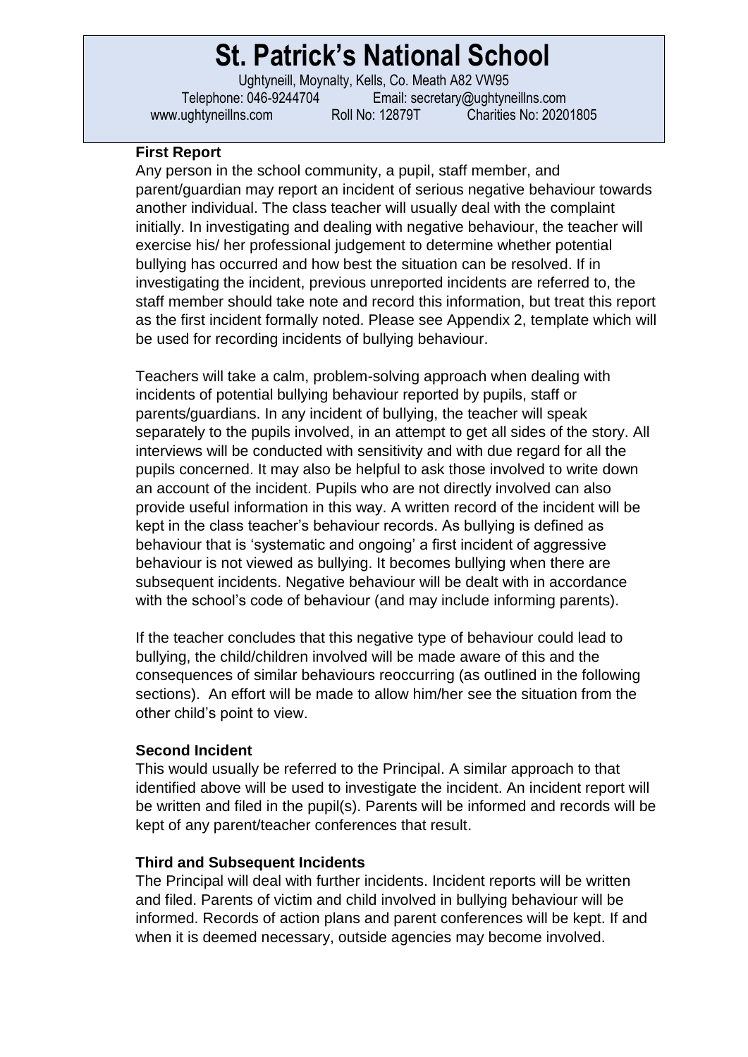**First Report**

Any person in the school community, a pupil, staff member, and parent/guardian may report an incident of serious negative behaviour towards another individual. The class teacher will usually deal with the complaint initially. In investigating and dealing with negative behaviour, the teacher will exercise his/ her professional judgement to determine whether potential bullying has occurred and how best the situation can be resolved. If in investigating the incident, previous unreported incidents are referred to, the staff member should take note and record this information, but treat this report as the first incident formally noted. Please see Appendix 2, template which will be used for recording incidents of bullying behaviour.

Teachers will take a calm, problem-solving approach when dealing with incidents of potential bullying behaviour reported by pupils, staff or parents/guardians. In any incident of bullying, the teacher will speak separately to the pupils involved, in an attempt to get all sides of the story. All interviews will be conducted with sensitivity and with due regard for all the pupils concerned. It may also be helpful to ask those involved to write down an account of the incident. Pupils who are not directly involved can also provide useful information in this way. A written record of the incident will be kept in the class teacher's behaviour records. As bullying is defined as behaviour that is 'systematic and ongoing' a first incident of aggressive behaviour is not viewed as bullying. It becomes bullying when there are subsequent incidents. Negative behaviour will be dealt with in accordance with the school's code of behaviour (and may include informing parents).

If the teacher concludes that this negative type of behaviour could lead to bullying, the child/children involved will be made aware of this and the consequences of similar behaviours reoccurring (as outlined in the following sections). An effort will be made to allow him/her see the situation from the other child's point to view.

**Second Incident**

This would usually be referred to the Principal. A similar approach to that identified above will be used to investigate the incident. An incident report will be written and filed in the pupil(s). Parents will be informed and records will be kept of any parent/teacher conferences that result.

**Third and Subsequent Incidents**

The Principal will deal with further incidents. Incident reports will be written and filed. Parents of victim and child involved in bullying behaviour will be informed. Records of action plans and parent conferences will be kept. If and when it is deemed necessary, outside agencies may become involved.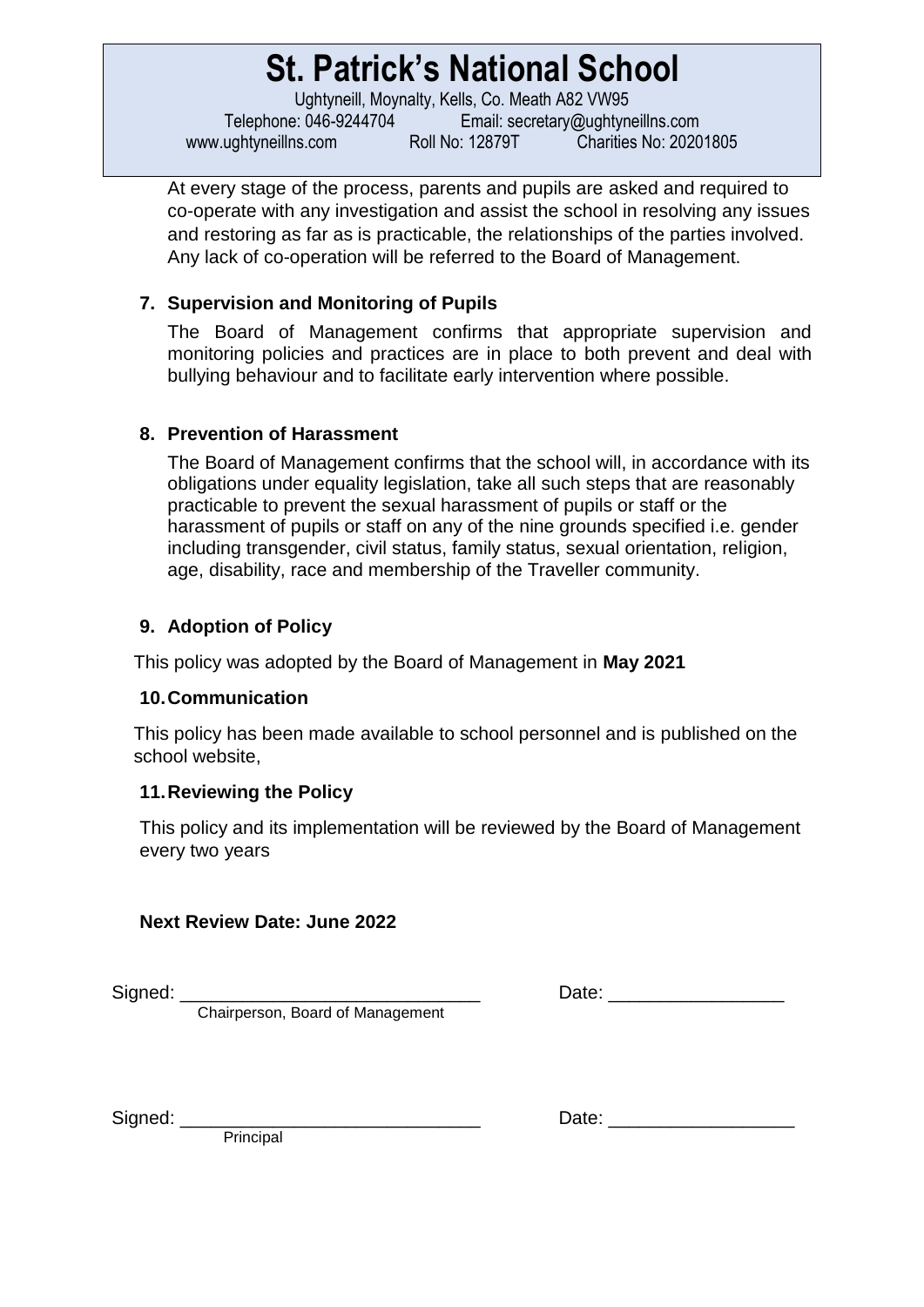At every stage of the process, parents and pupils are asked and required to co-operate with any investigation and assist the school in resolving any issues and restoring as far as is practicable, the relationships of the parties involved. Any lack of co-operation will be referred to the Board of Management.

## 7. Supervision and Monitoring of Pupils

The Board of Management confirms that appropriate supervision and monitoring policies and practices are in place to both prevent and deal with bullying behaviour and to facilitate early intervention where possible.

## 8. Prevention of Harassment

The Board of Management confirms that the school will, in accordance with its obligations under equality legislation, take all such steps that are reasonably practicable to prevent the sexual harassment of pupils or staff or the harassment of pupils or staff on any of the nine grounds specified i.e. gender including transgender, civil status, family status, sexual orientation, religion, age, disability, race and membership of the Traveller community.

## 9. Adoption of Policy

This policy was adopted by the Board of Management in **May 2021**

## 10. Communication

This policy has been made available to school personnel and is published on the school website,

## 11. Reviewing the Policy

This policy and its implementation will be reviewed by the Board of Management every two years

**Next Review Date: June 2022**

Signed: _____________________________ Date: _________________
Chairperson, Board of Management

Signed: _____________________________ Date: __________________
Principal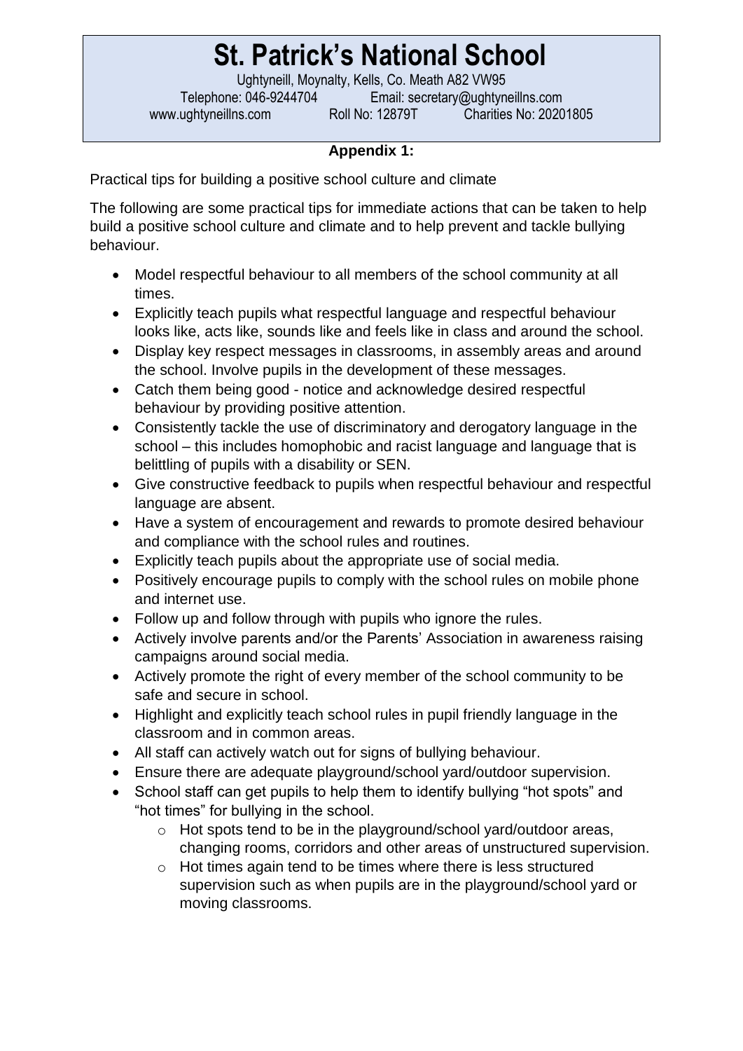# St. Patrick's National School

Ughtyneill, Moynalty, Kells, Co. Meath A82 VW95
Telephone: 046-9244704 Email: secretary@ughtyneillns.com
www.ughtyneillns.com Roll No: 12879T Charities No: 20201805

**Appendix 1:**

Practical tips for building a positive school culture and climate

The following are some practical tips for immediate actions that can be taken to help build a positive school culture and climate and to help prevent and tackle bullying behaviour.

- Model respectful behaviour to all members of the school community at all times.
- Explicitly teach pupils what respectful language and respectful behaviour looks like, acts like, sounds like and feels like in class and around the school.
- Display key respect messages in classrooms, in assembly areas and around the school. Involve pupils in the development of these messages.
- Catch them being good - notice and acknowledge desired respectful behaviour by providing positive attention.
- Consistently tackle the use of discriminatory and derogatory language in the school – this includes homophobic and racist language and language that is belittling of pupils with a disability or SEN.
- Give constructive feedback to pupils when respectful behaviour and respectful language are absent.
- Have a system of encouragement and rewards to promote desired behaviour and compliance with the school rules and routines.
- Explicitly teach pupils about the appropriate use of social media.
- Positively encourage pupils to comply with the school rules on mobile phone and internet use.
- Follow up and follow through with pupils who ignore the rules.
- Actively involve parents and/or the Parents' Association in awareness raising campaigns around social media.
- Actively promote the right of every member of the school community to be safe and secure in school.
- Highlight and explicitly teach school rules in pupil friendly language in the classroom and in common areas.
- All staff can actively watch out for signs of bullying behaviour.
- Ensure there are adequate playground/school yard/outdoor supervision.
- School staff can get pupils to help them to identify bullying "hot spots" and "hot times" for bullying in the school.
  - Hot spots tend to be in the playground/school yard/outdoor areas, changing rooms, corridors and other areas of unstructured supervision.
  - Hot times again tend to be times where there is less structured supervision such as when pupils are in the playground/school yard or moving classrooms.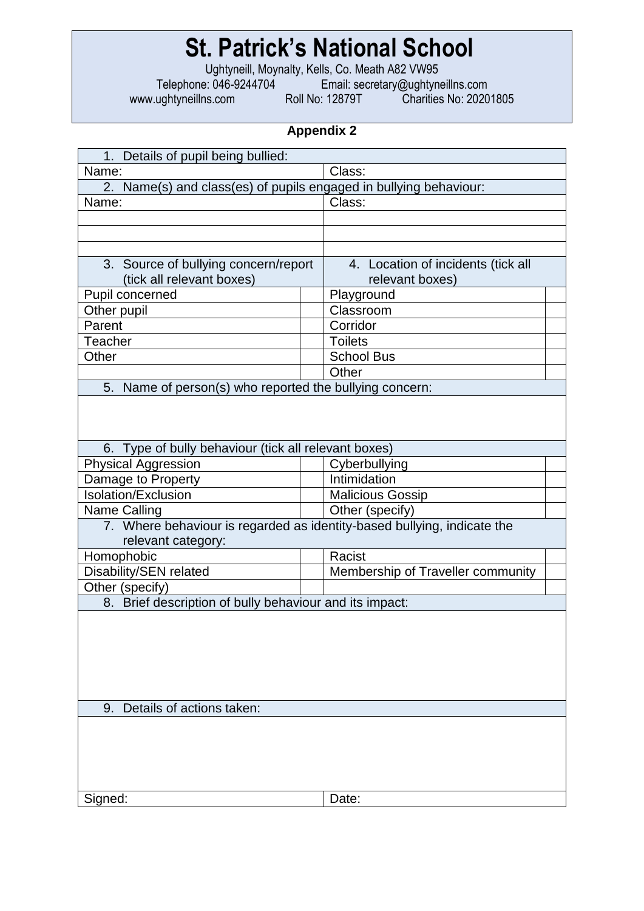# St. Patrick's National School

Ughtyneill, Moynalty, Kells, Co. Meath A82 VW95
Telephone: 046-9244704 Email: secretary@ughtyneillns.com
www.ughtyneillns.com Roll No: 12879T Charities No: 20201805

**Appendix 2**

| | | | |
|---|---|---|---|
| 1. Details of pupil being bullied: | | | |
| Name: | | Class: | |
| 2. Name(s) and class(es) of pupils engaged in bullying behaviour: | | | |
| Name: | | Class: | |
| | | | |
| | | | |
| | | | |
| 3. Source of bullying concern/report (tick all relevant boxes) | | 4. Location of incidents (tick all relevant boxes) | |
| Pupil concerned | | Playground | |
| Other pupil | | Classroom | |
| Parent | | Corridor | |
| Teacher | | Toilets | |
| Other | | School Bus | |
| | | Other | |
| 5. Name of person(s) who reported the bullying concern: | | | |
| | | | |
| 6. Type of bully behaviour (tick all relevant boxes) | | | |
| Physical Aggression | | Cyberbullying | |
| Damage to Property | | Intimidation | |
| Isolation/Exclusion | | Malicious Gossip | |
| Name Calling | | Other (specify) | |
| 7. Where behaviour is regarded as identity-based bullying, indicate the relevant category: | | | |
| Homophobic | | Racist | |
| Disability/SEN related | | Membership of Traveller community | |
| Other (specify) | | | |
| 8. Brief description of bully behaviour and its impact: | | | |
| | | | |
| 9. Details of actions taken: | | | |
| | | | |
| Signed: | | Date: | |